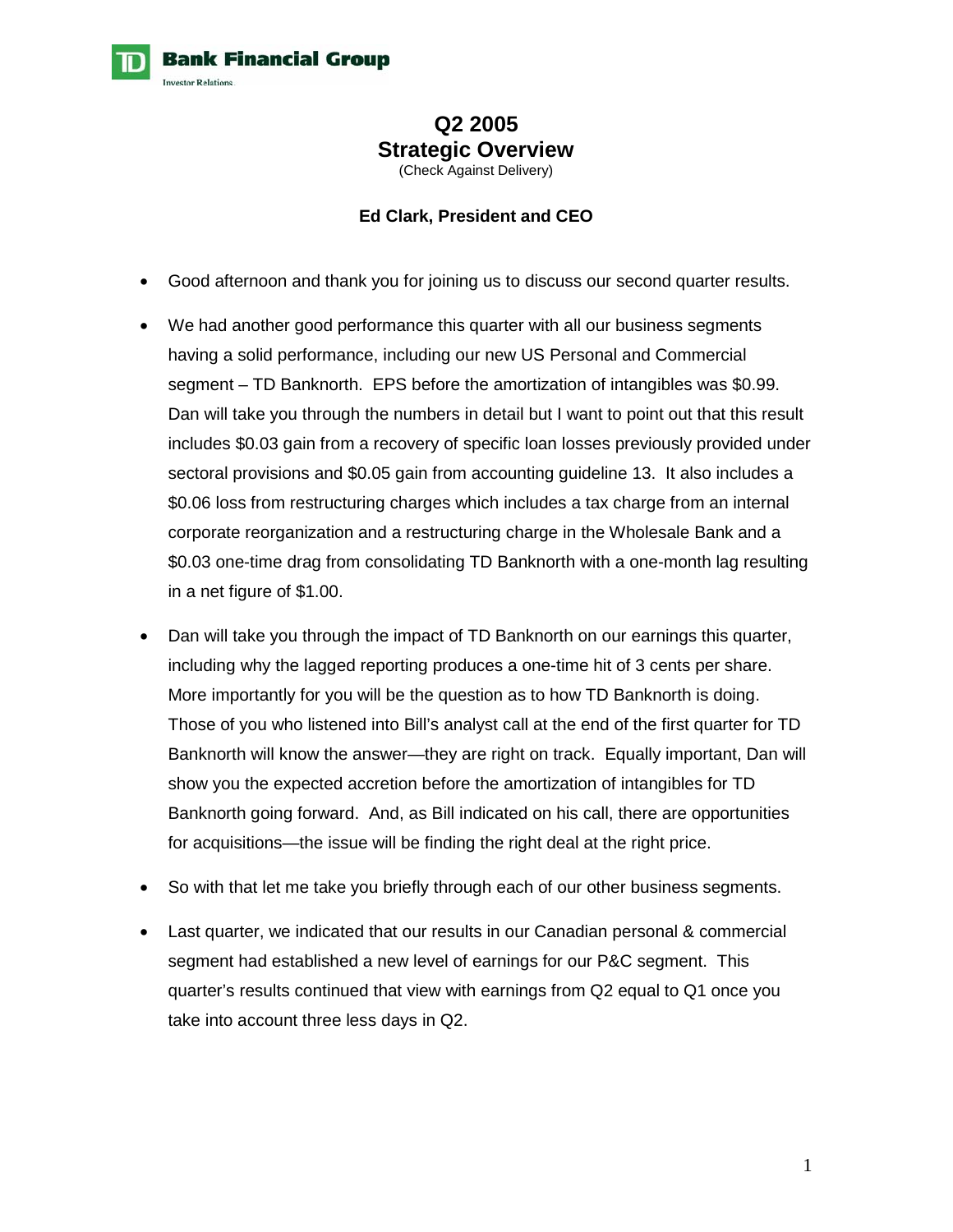# Q2 2005
# Strategic Overview

(Check Against Delivery)

**Ed Clark, President and CEO**

- Good afternoon and thank you for joining us to discuss our second quarter results.
- We had another good performance this quarter with all our business segments having a solid performance, including our new US Personal and Commercial segment – TD Banknorth. EPS before the amortization of intangibles was $0.99. Dan will take you through the numbers in detail but I want to point out that this result includes $0.03 gain from a recovery of specific loan losses previously provided under sectoral provisions and $0.05 gain from accounting guideline 13. It also includes a $0.06 loss from restructuring charges which includes a tax charge from an internal corporate reorganization and a restructuring charge in the Wholesale Bank and a $0.03 one-time drag from consolidating TD Banknorth with a one-month lag resulting in a net figure of $1.00.
- Dan will take you through the impact of TD Banknorth on our earnings this quarter, including why the lagged reporting produces a one-time hit of 3 cents per share. More importantly for you will be the question as to how TD Banknorth is doing. Those of you who listened into Bill's analyst call at the end of the first quarter for TD Banknorth will know the answer—they are right on track. Equally important, Dan will show you the expected accretion before the amortization of intangibles for TD Banknorth going forward. And, as Bill indicated on his call, there are opportunities for acquisitions—the issue will be finding the right deal at the right price.
- So with that let me take you briefly through each of our other business segments.
- Last quarter, we indicated that our results in our Canadian personal & commercial segment had established a new level of earnings for our P&C segment. This quarter's results continued that view with earnings from Q2 equal to Q1 once you take into account three less days in Q2.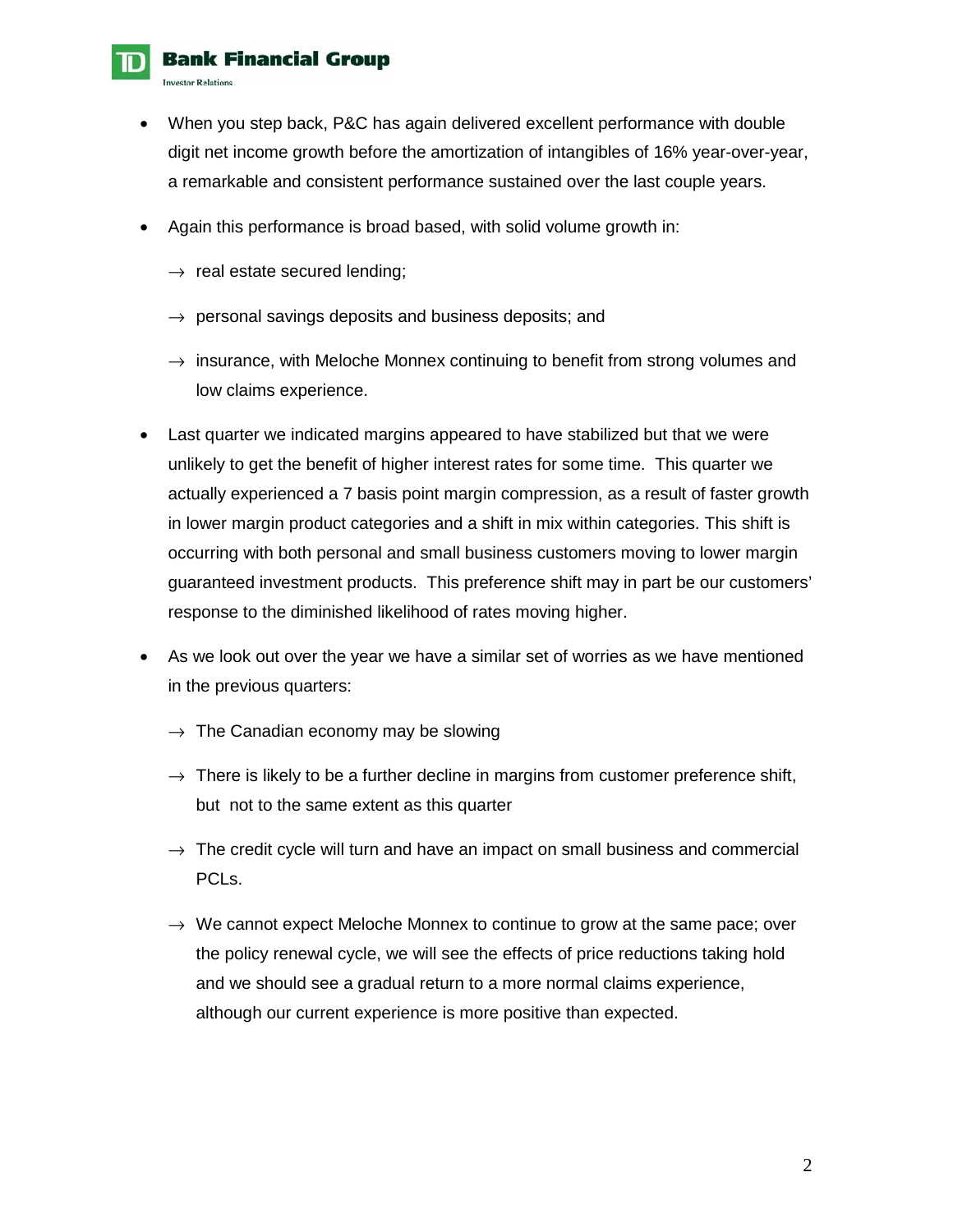- When you step back, P&C has again delivered excellent performance with double digit net income growth before the amortization of intangibles of 16% year-over-year, a remarkable and consistent performance sustained over the last couple years.

- Again this performance is broad based, with solid volume growth in:

  → real estate secured lending;

  → personal savings deposits and business deposits; and

  → insurance, with Meloche Monnex continuing to benefit from strong volumes and low claims experience.

- Last quarter we indicated margins appeared to have stabilized but that we were unlikely to get the benefit of higher interest rates for some time. This quarter we actually experienced a 7 basis point margin compression, as a result of faster growth in lower margin product categories and a shift in mix within categories. This shift is occurring with both personal and small business customers moving to lower margin guaranteed investment products. This preference shift may in part be our customers' response to the diminished likelihood of rates moving higher.

- As we look out over the year we have a similar set of worries as we have mentioned in the previous quarters:

  → The Canadian economy may be slowing

  → There is likely to be a further decline in margins from customer preference shift, but not to the same extent as this quarter

  → The credit cycle will turn and have an impact on small business and commercial PCLs.

  → We cannot expect Meloche Monnex to continue to grow at the same pace; over the policy renewal cycle, we will see the effects of price reductions taking hold and we should see a gradual return to a more normal claims experience, although our current experience is more positive than expected.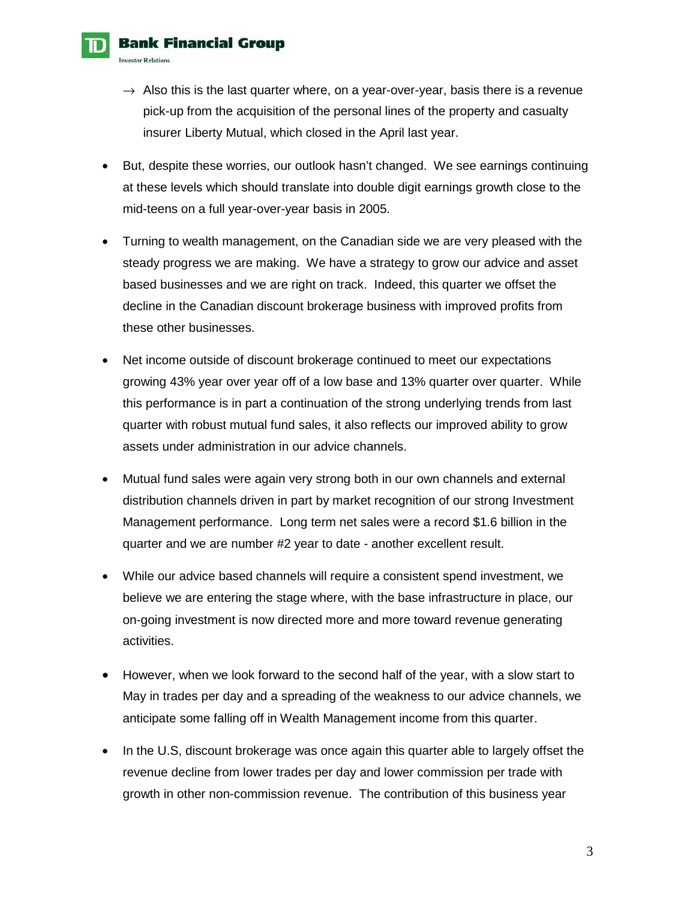- → Also this is the last quarter where, on a year-over-year, basis there is a revenue pick-up from the acquisition of the personal lines of the property and casualty insurer Liberty Mutual, which closed in the April last year.

- But, despite these worries, our outlook hasn't changed. We see earnings continuing at these levels which should translate into double digit earnings growth close to the mid-teens on a full year-over-year basis in 2005.

- Turning to wealth management, on the Canadian side we are very pleased with the steady progress we are making. We have a strategy to grow our advice and asset based businesses and we are right on track. Indeed, this quarter we offset the decline in the Canadian discount brokerage business with improved profits from these other businesses.

- Net income outside of discount brokerage continued to meet our expectations growing 43% year over year off of a low base and 13% quarter over quarter. While this performance is in part a continuation of the strong underlying trends from last quarter with robust mutual fund sales, it also reflects our improved ability to grow assets under administration in our advice channels.

- Mutual fund sales were again very strong both in our own channels and external distribution channels driven in part by market recognition of our strong Investment Management performance. Long term net sales were a record $1.6 billion in the quarter and we are number #2 year to date - another excellent result.

- While our advice based channels will require a consistent spend investment, we believe we are entering the stage where, with the base infrastructure in place, our on-going investment is now directed more and more toward revenue generating activities.

- However, when we look forward to the second half of the year, with a slow start to May in trades per day and a spreading of the weakness to our advice channels, we anticipate some falling off in Wealth Management income from this quarter.

- In the U.S, discount brokerage was once again this quarter able to largely offset the revenue decline from lower trades per day and lower commission per trade with growth in other non-commission revenue. The contribution of this business year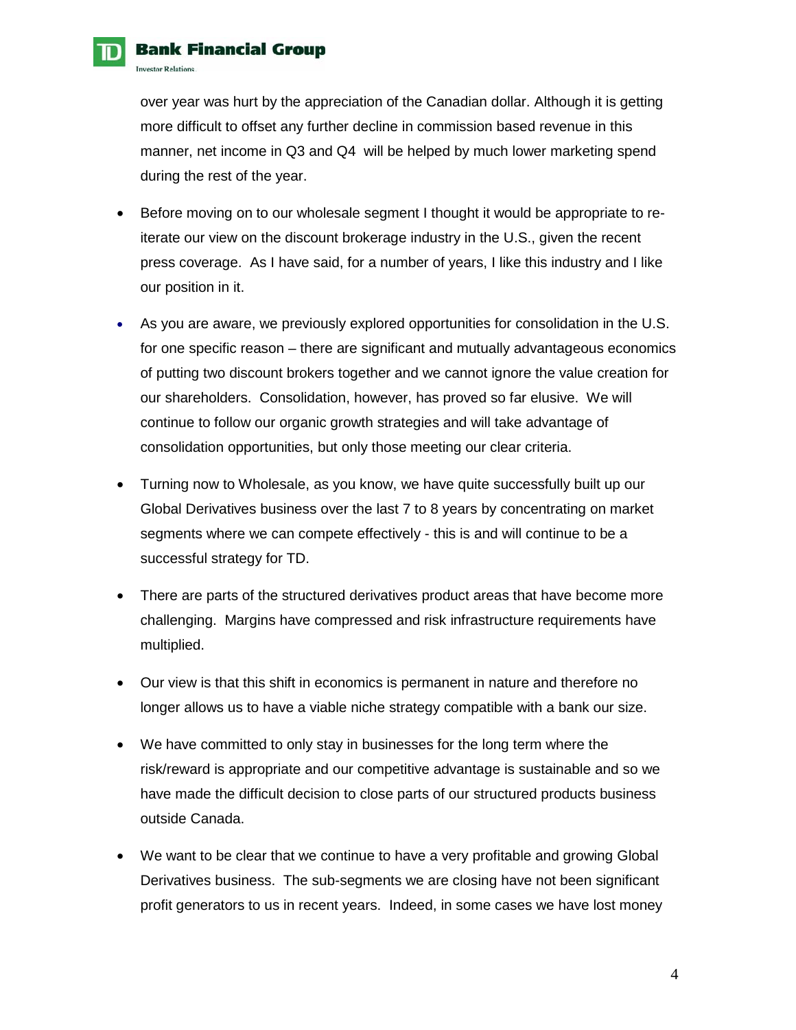over year was hurt by the appreciation of the Canadian dollar. Although it is getting more difficult to offset any further decline in commission based revenue in this manner, net income in Q3 and Q4 will be helped by much lower marketing spend during the rest of the year.

- Before moving on to our wholesale segment I thought it would be appropriate to re-iterate our view on the discount brokerage industry in the U.S., given the recent press coverage. As I have said, for a number of years, I like this industry and I like our position in it.
- As you are aware, we previously explored opportunities for consolidation in the U.S. for one specific reason – there are significant and mutually advantageous economics of putting two discount brokers together and we cannot ignore the value creation for our shareholders. Consolidation, however, has proved so far elusive. We will continue to follow our organic growth strategies and will take advantage of consolidation opportunities, but only those meeting our clear criteria.
- Turning now to Wholesale, as you know, we have quite successfully built up our Global Derivatives business over the last 7 to 8 years by concentrating on market segments where we can compete effectively - this is and will continue to be a successful strategy for TD.
- There are parts of the structured derivatives product areas that have become more challenging. Margins have compressed and risk infrastructure requirements have multiplied.
- Our view is that this shift in economics is permanent in nature and therefore no longer allows us to have a viable niche strategy compatible with a bank our size.
- We have committed to only stay in businesses for the long term where the risk/reward is appropriate and our competitive advantage is sustainable and so we have made the difficult decision to close parts of our structured products business outside Canada.
- We want to be clear that we continue to have a very profitable and growing Global Derivatives business. The sub-segments we are closing have not been significant profit generators to us in recent years. Indeed, in some cases we have lost money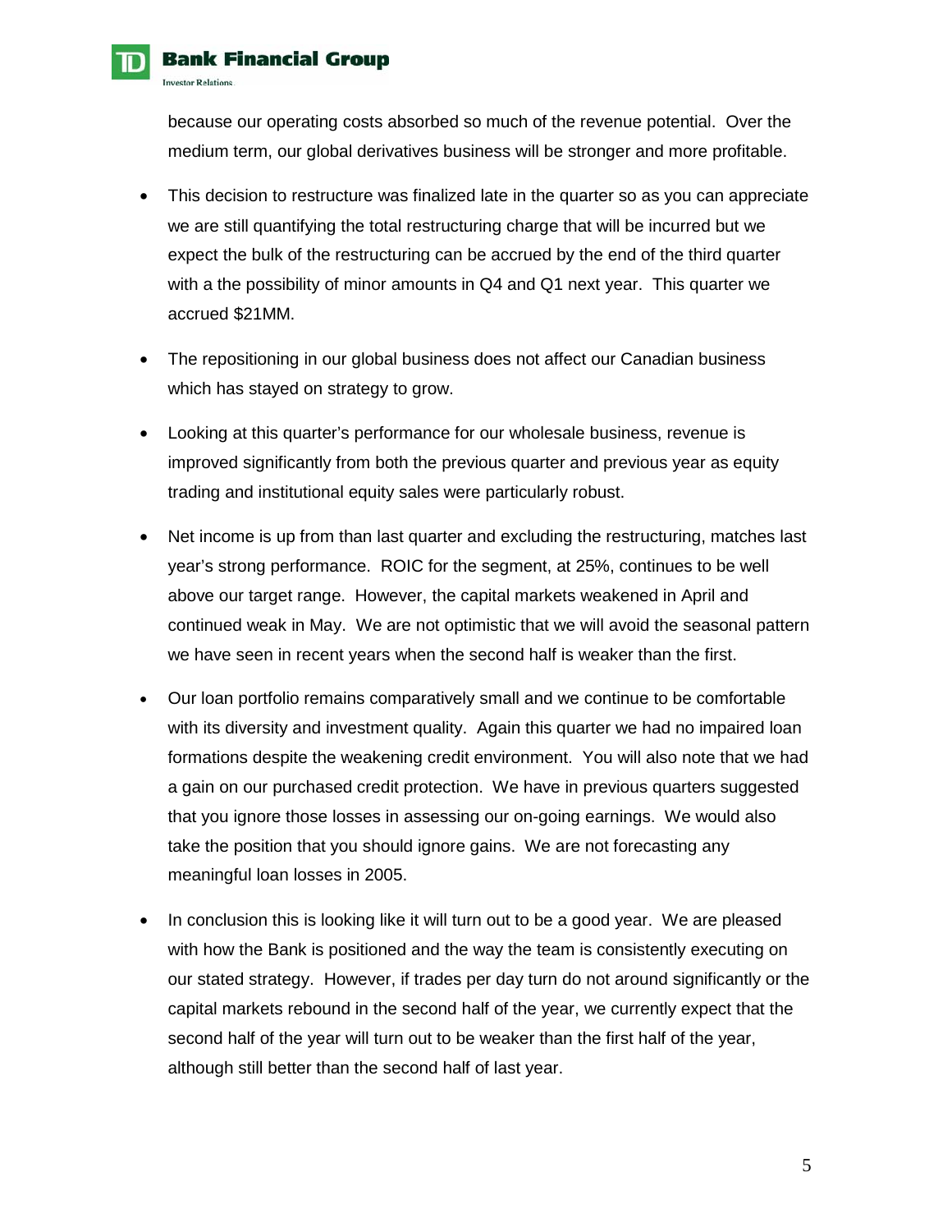because our operating costs absorbed so much of the revenue potential. Over the medium term, our global derivatives business will be stronger and more profitable.

- This decision to restructure was finalized late in the quarter so as you can appreciate we are still quantifying the total restructuring charge that will be incurred but we expect the bulk of the restructuring can be accrued by the end of the third quarter with a the possibility of minor amounts in Q4 and Q1 next year. This quarter we accrued $21MM.

- The repositioning in our global business does not affect our Canadian business which has stayed on strategy to grow.

- Looking at this quarter's performance for our wholesale business, revenue is improved significantly from both the previous quarter and previous year as equity trading and institutional equity sales were particularly robust.

- Net income is up from than last quarter and excluding the restructuring, matches last year's strong performance. ROIC for the segment, at 25%, continues to be well above our target range. However, the capital markets weakened in April and continued weak in May. We are not optimistic that we will avoid the seasonal pattern we have seen in recent years when the second half is weaker than the first.

- Our loan portfolio remains comparatively small and we continue to be comfortable with its diversity and investment quality. Again this quarter we had no impaired loan formations despite the weakening credit environment. You will also note that we had a gain on our purchased credit protection. We have in previous quarters suggested that you ignore those losses in assessing our on-going earnings. We would also take the position that you should ignore gains. We are not forecasting any meaningful loan losses in 2005.

- In conclusion this is looking like it will turn out to be a good year. We are pleased with how the Bank is positioned and the way the team is consistently executing on our stated strategy. However, if trades per day turn do not around significantly or the capital markets rebound in the second half of the year, we currently expect that the second half of the year will turn out to be weaker than the first half of the year, although still better than the second half of last year.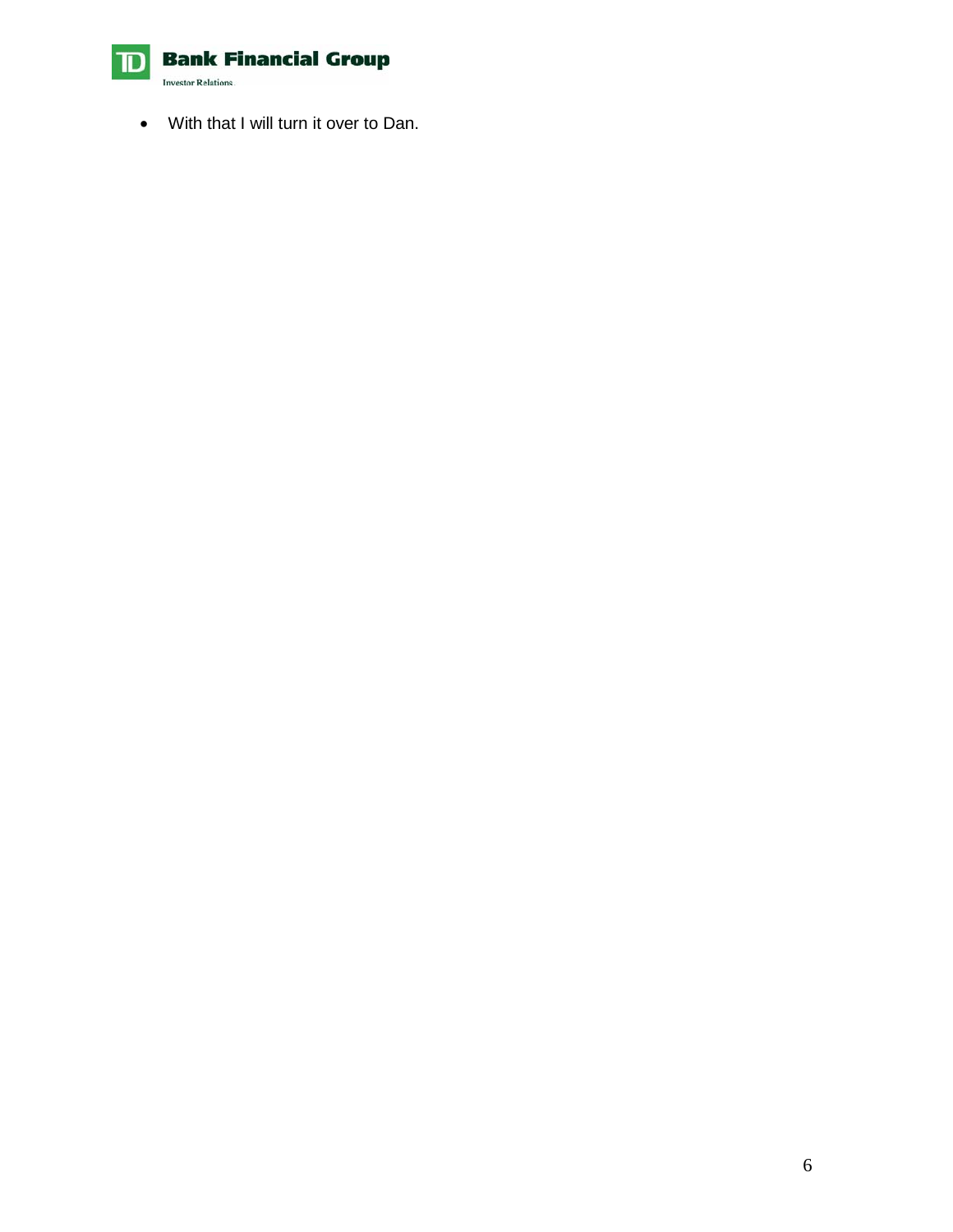- With that I will turn it over to Dan.